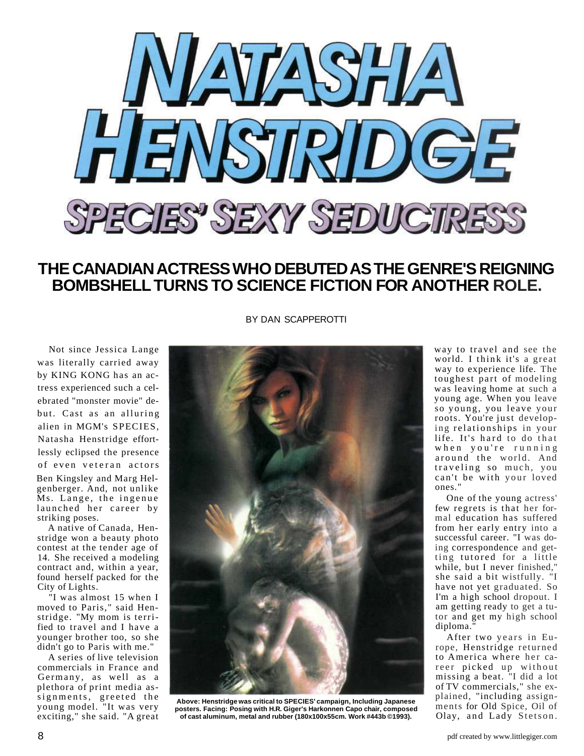# NATASHA HENSTRIDGE

## SPECIES' SEXY SEDUCTRESS

### THE CANADIAN ACTRESS WHO DEBUTED AS THE GENRE'S REIGNING BOMBSHELL TURNS TO SCIENCE FICTION FOR ANOTHER ROLE.

BY DAN SCAPPEROTTI

Not since Jessica Lange was literally carried away by KING KONG has an actress experienced such a celebrated "monster movie" debut. Cast as an alluring alien in MGM's SPECIES, Natasha Henstridge effortlessly eclipsed the presence of even veteran actors Ben Kingsley and Marg Helgenberger. And, not unlike Ms. Lange, the ingenue launched her career by striking poses.

A native of Canada, Henstridge won a beauty photo contest at the tender age of 14. She received a modeling contract and, within a year, found herself packed for the City of Lights.

"I was almost 15 when I moved to Paris," said Henstridge. "My mom is terrified to travel and I have a younger brother too, so she didn't go to Paris with me."

A series of live television commercials in France and Germany, as well as a plethora of print media assignments, greeted the young model. "It was very exciting," she said. "A great way to travel and see the world. I think it's a great way to experience life. The toughest part of modeling was leaving home at such a young age. When you leave so young, you leave your roots. You're just developing relationships in your life. It's hard to do that when you're running around the world. And traveling so much, you can't be with your loved ones."

Above: Henstridge was critical to SPECIES' campaign, Including Japanese posters. Facing: Posing with H.R. Giger's Harkonnen Capo chair, composed of cast aluminum, metal and rubber (180x100x55cm. Work #443b ©1993).

One of the young actress' few regrets is that her formal education has suffered from her early entry into a successful career. "I was doing correspondence and getting tutored for a little while, but I never finished," she said a bit wistfully. "I have not yet graduated. So I'm a high school dropout. I am getting ready to get a tutor and get my high school diploma."

After two years in Europe, Henstridge returned to America where her career picked up without missing a beat. "I did a lot of TV commercials," she explained, "including assignments for Old Spice, Oil of Olay, and Lady Stetson.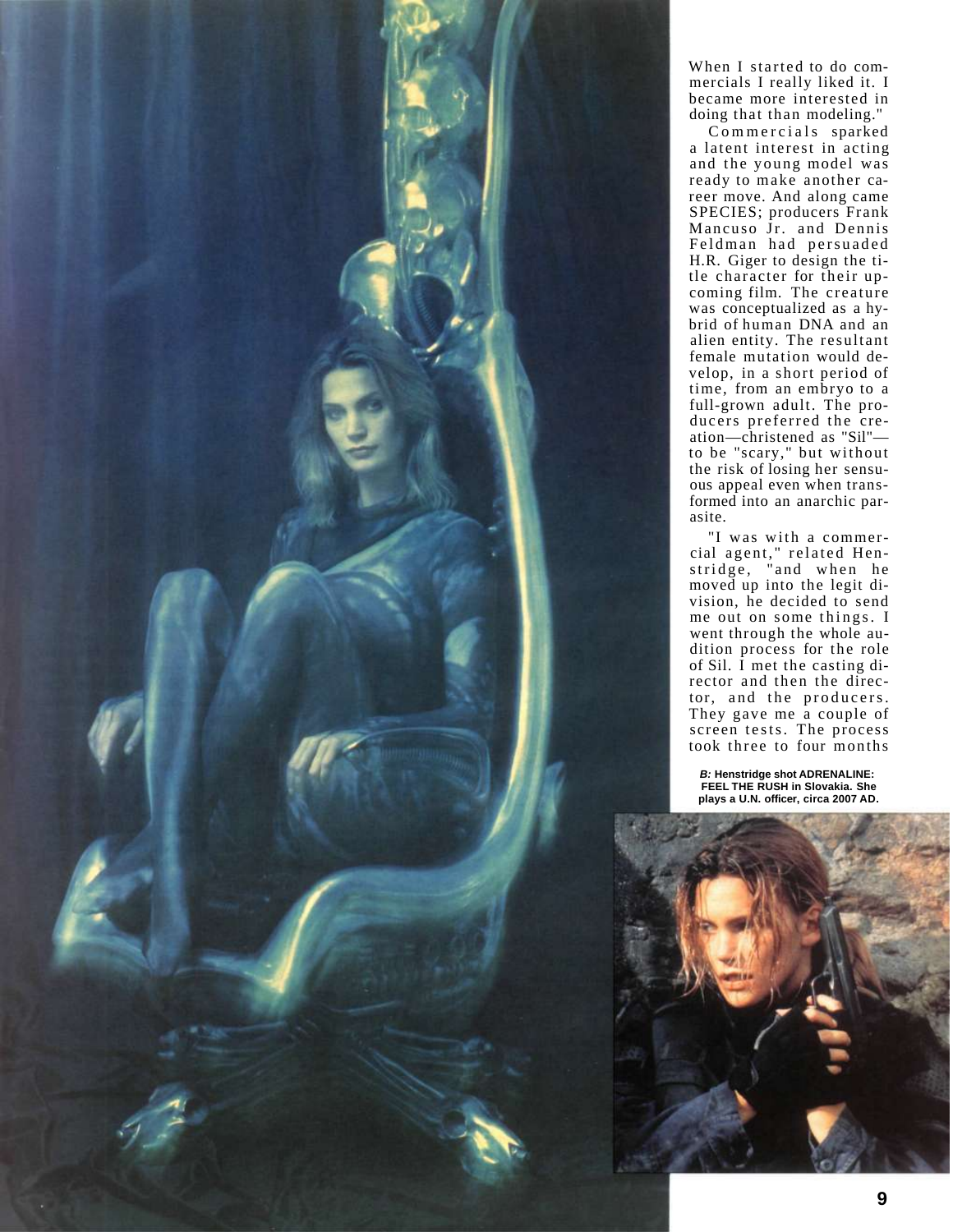When I started to do commercials I really liked it. I became more interested in doing that than modeling."

Commercials sparked a latent interest in acting and the young model was ready to make another career move. And along came SPECIES; producers Frank Mancuso Jr. and Dennis Feldman had persuaded H.R. Giger to design the title character for their upcoming film. The creature was conceptualized as a hybrid of human DNA and an alien entity. The resultant female mutation would develop, in a short period of time, from an embryo to a full-grown adult. The producers preferred the creation—christened as "Sil"—to be "scary," but without the risk of losing her sensuous appeal even when transformed into an anarchic parasite.

"I was with a commercial agent," related Henstridge, "and when he moved up into the legit division, he decided to send me out on some things. I went through the whole audition process for the role of Sil. I met the casting director and then the director, and the producers. They gave me a couple of screen tests. The process took three to four months

***B:* Henstridge shot ADRENALINE: FEEL THE RUSH in Slovakia. She plays a U.N. officer, circa 2007 AD.**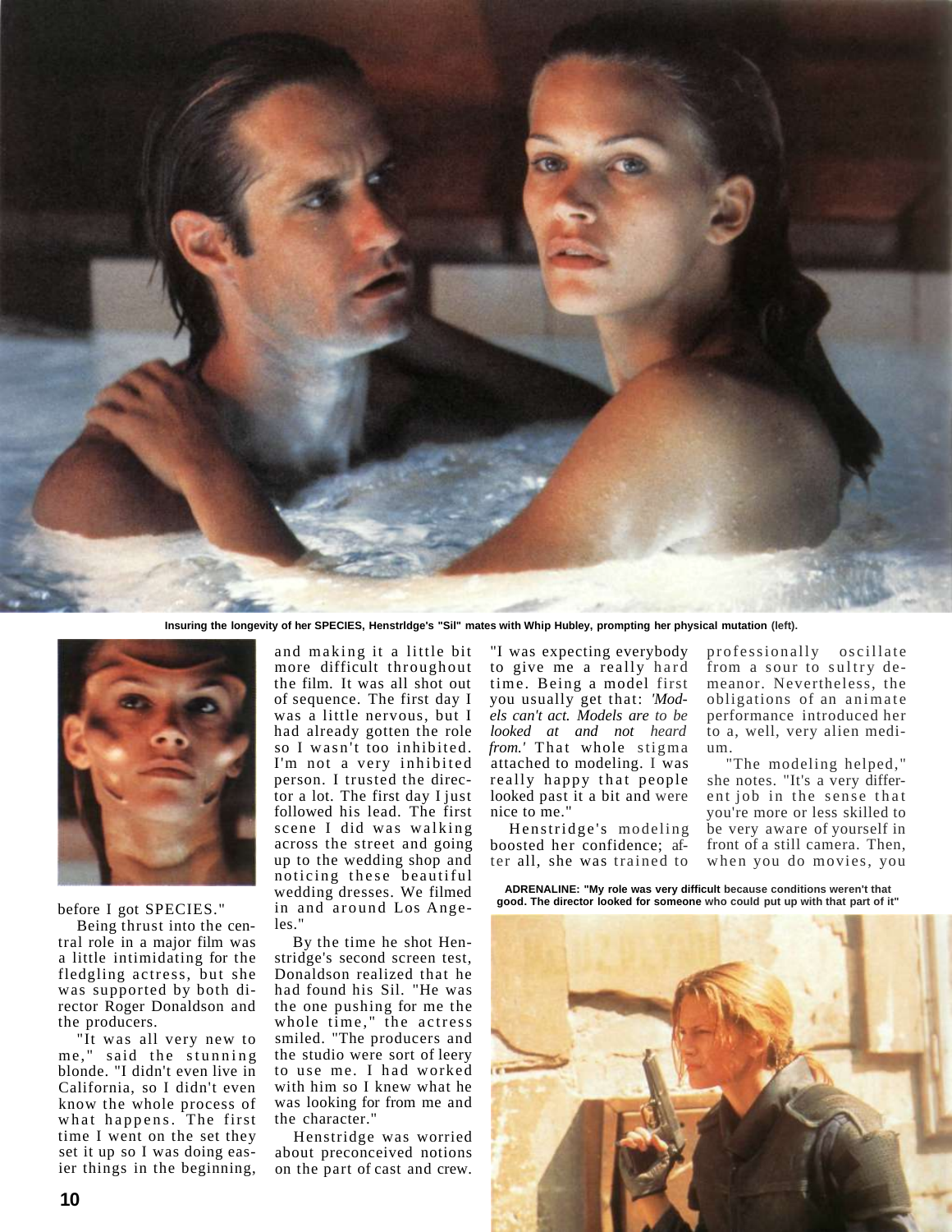Insuring the longevity of her SPECIES, Henstrldge's "Sil" mates with Whip Hubley, prompting her physical mutation (left).

before I got SPECIES."

Being thrust into the central role in a major film was a little intimidating for the fledgling actress, but she was supported by both director Roger Donaldson and the producers.

"It was all very new to me," said the stunning blonde. "I didn't even live in California, so I didn't even know the whole process of what happens. The first time I went on the set they set it up so I was doing easier things in the beginning, and making it a little bit more difficult throughout the film. It was all shot out of sequence. The first day I was a little nervous, but I had already gotten the role so I wasn't too inhibited. I'm not a very inhibited person. I trusted the director a lot. The first day I just followed his lead. The first scene I did was walking across the street and going up to the wedding shop and noticing these beautiful wedding dresses. We filmed in and around Los Angeles."

By the time he shot Henstridge's second screen test, Donaldson realized that he had found his Sil. "He was the one pushing for me the whole time," the actress smiled. "The producers and the studio were sort of leery to use me. I had worked with him so I knew what he was looking for from me and the character."

Henstridge was worried about preconceived notions on the part of cast and crew. "I was expecting everybody to give me a really hard time. Being a model first you usually get that: *'Models can't act. Models are to be looked at and not heard from.'* That whole stigma attached to modeling. I was really happy that people looked past it a bit and were nice to me."

Henstridge's modeling boosted her confidence; after all, she was trained to professionally oscillate from a sour to sultry demeanor. Nevertheless, the obligations of an animate performance introduced her to a, well, very alien medium.

"The modeling helped," she notes. "It's a very different job in the sense that you're more or less skilled to be very aware of yourself in front of a still camera. Then, when you do movies, you

ADRENALINE: "My role was very difficult because conditions weren't that good. The director looked for someone who could put up with that part of it"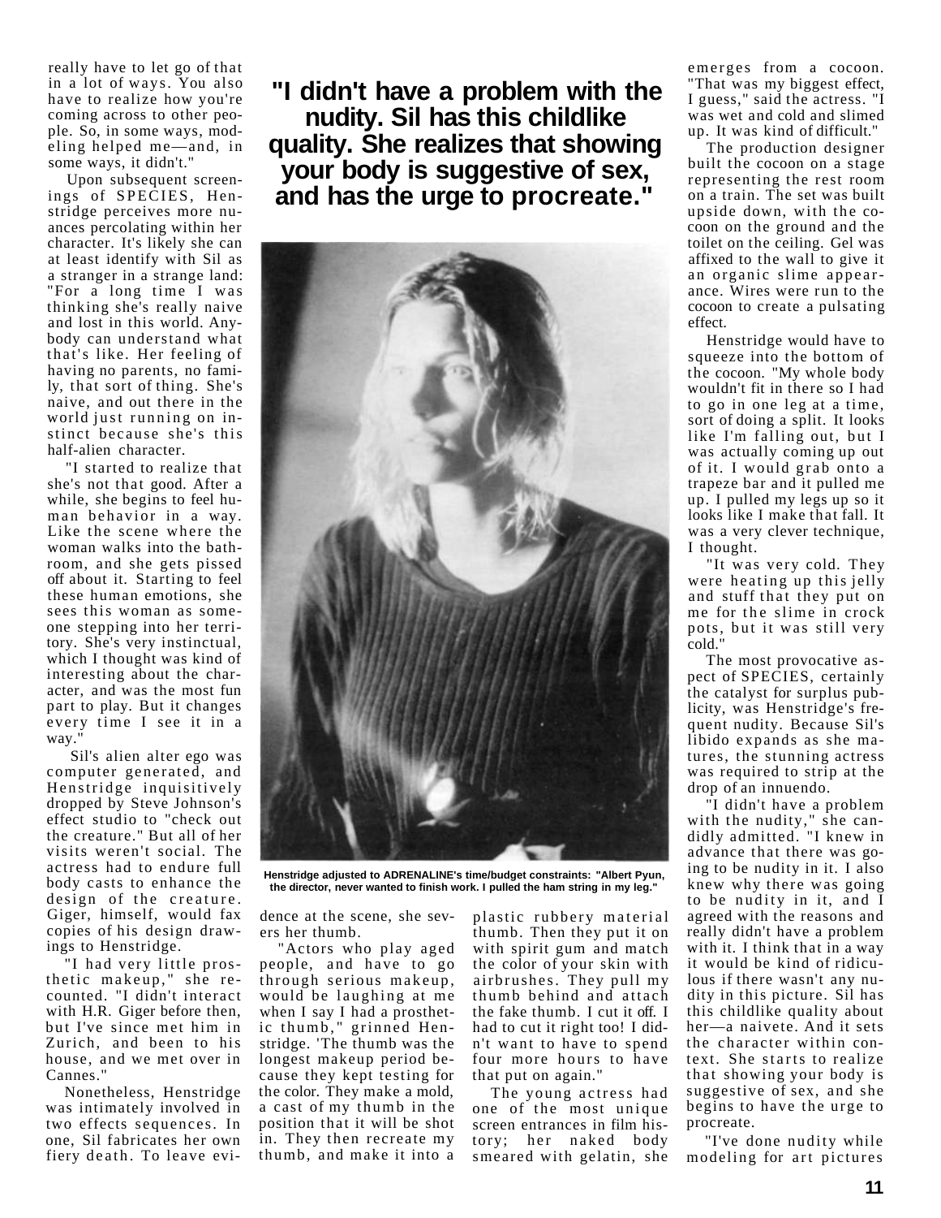really have to let go of that in a lot of ways. You also have to realize how you're coming across to other people. So, in some ways, modeling helped me—and, in some ways, it didn't."

Upon subsequent screenings of SPECIES, Henstridge perceives more nuances percolating within her character. It's likely she can at least identify with Sil as a stranger in a strange land: "For a long time I was thinking she's really naive and lost in this world. Anybody can understand what that's like. Her feeling of having no parents, no family, that sort of thing. She's naive, and out there in the world just running on instinct because she's this half-alien character.

"I started to realize that she's not that good. After a while, she begins to feel human behavior in a way. Like the scene where the woman walks into the bathroom, and she gets pissed off about it. Starting to feel these human emotions, she sees this woman as someone stepping into her territory. She's very instinctual, which I thought was kind of interesting about the character, and was the most fun part to play. But it changes every time I see it in a way."

Sil's alien alter ego was computer generated, and Henstridge inquisitively dropped by Steve Johnson's effect studio to "check out the creature." But all of her visits weren't social. The actress had to endure full body casts to enhance the design of the creature. Giger, himself, would fax copies of his design drawings to Henstridge.

"I had very little prosthetic makeup," she recounted. "I didn't interact with H.R. Giger before then, but I've since met him in Zurich, and been to his house, and we met over in Cannes."

Nonetheless, Henstridge was intimately involved in two effects sequences. In one, Sil fabricates her own fiery death. To leave evidence at the scene, she severs her thumb.

"Actors who play aged people, and have to go through serious makeup, would be laughing at me when I say I had a prosthetic thumb," grinned Henstridge. 'The thumb was the longest makeup period because they kept testing for the color. They make a mold, a cast of my thumb in the position that it will be shot in. They then recreate my thumb, and make it into a plastic rubbery material thumb. Then they put it on with spirit gum and match the color of your skin with airbrushes. They pull my thumb behind and attach the fake thumb. I cut it off. I had to cut it right too! I didn't want to have to spend four more hours to have that put on again."

The young actress had one of the most unique screen entrances in film history; her naked body smeared with gelatin, she emerges from a cocoon. "That was my biggest effect, I guess," said the actress. "I was wet and cold and slimed up. It was kind of difficult."

The production designer built the cocoon on a stage representing the rest room on a train. The set was built upside down, with the cocoon on the ground and the toilet on the ceiling. Gel was affixed to the wall to give it an organic slime appearance. Wires were run to the cocoon to create a pulsating effect.

Henstridge would have to squeeze into the bottom of the cocoon. "My whole body wouldn't fit in there so I had to go in one leg at a time, sort of doing a split. It looks like I'm falling out, but I was actually coming up out of it. I would grab onto a trapeze bar and it pulled me up. I pulled my legs up so it looks like I make that fall. It was a very clever technique, I thought.

"It was very cold. They were heating up this jelly and stuff that they put on me for the slime in crock pots, but it was still very cold."

The most provocative aspect of SPECIES, certainly the catalyst for surplus publicity, was Henstridge's frequent nudity. Because Sil's libido expands as she matures, the stunning actress was required to strip at the drop of an innuendo.

**"I didn't have a problem with the nudity. Sil has this childlike quality. She realizes that showing your body is suggestive of sex, and has the urge to procreate."**

"I didn't have a problem with the nudity," she candidly admitted. "I knew in advance that there was going to be nudity in it. I also knew why there was going to be nudity in it, and I agreed with the reasons and really didn't have a problem with it. I think that in a way it would be kind of ridiculous if there wasn't any nudity in this picture. Sil has this childlike quality about her—a naivete. And it sets the character within context. She starts to realize that showing your body is suggestive of sex, and she begins to have the urge to procreate.

"I've done nudity while modeling for art pictures

**Henstridge adjusted to ADRENALINE's time/budget constraints: "Albert Pyun, the director, never wanted to finish work. I pulled the ham string in my leg."**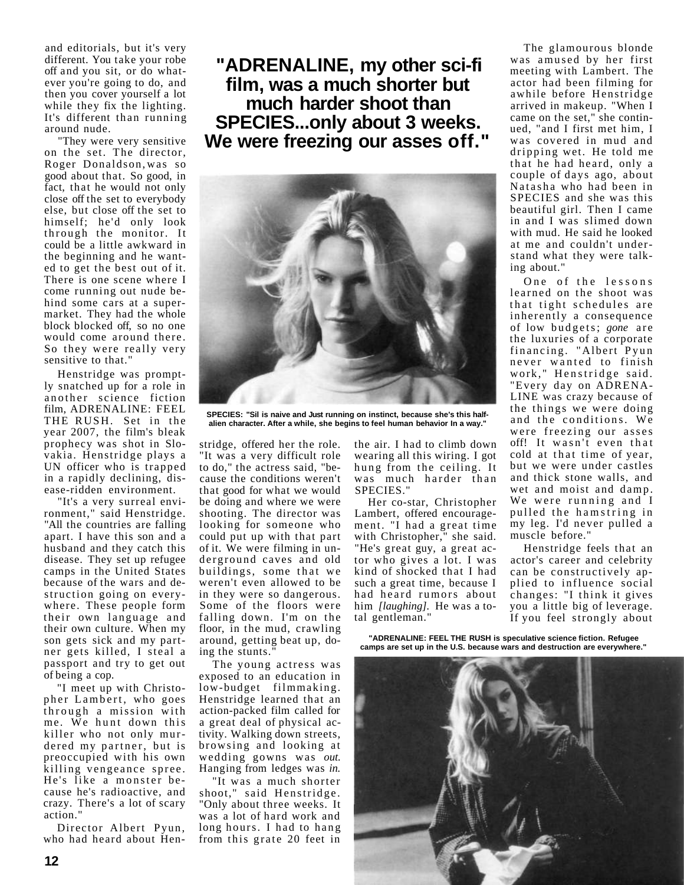and editorials, but it's very different. You take your robe off and you sit, or do whatever you're going to do, and then you cover yourself a lot while they fix the lighting. It's different than running around nude.

"They were very sensitive on the set. The director, Roger Donaldson, was so good about that. So good, in fact, that he would not only close off the set to everybody else, but close off the set to himself; he'd only look through the monitor. It could be a little awkward in the beginning and he wanted to get the best out of it. There is one scene where I come running out nude behind some cars at a supermarket. They had the whole block blocked off, so no one would come around there. So they were really very sensitive to that."

Henstridge was promptly snatched up for a role in another science fiction film, ADRENALINE: FEEL THE RUSH. Set in the year 2007, the film's bleak prophecy was shot in Slovakia. Henstridge plays a UN officer who is trapped in a rapidly declining, disease-ridden environment.

"It's a very surreal environment," said Henstridge. "All the countries are falling apart. I have this son and a husband and they catch this disease. They set up refugee camps in the United States because of the wars and destruction going on everywhere. These people form their own language and their own culture. When my son gets sick and my partner gets killed, I steal a passport and try to get out of being a cop.

"I meet up with Christopher Lambert, who goes through a mission with me. We hunt down this killer who not only murdered my partner, but is preoccupied with his own killing vengeance spree. He's like a monster because he's radioactive, and crazy. There's a lot of scary action."

Director Albert Pyun, who had heard about Henstridge, offered her the role. "It was a very difficult role to do," the actress said, "because the conditions weren't that good for what we would be doing and where we were shooting. The director was looking for someone who could put up with that part of it. We were filming in underground caves and old buildings, some that we weren't even allowed to be in they were so dangerous. Some of the floors were falling down. I'm on the floor, in the mud, crawling around, getting beat up, doing the stunts."

**"ADRENALINE, my other sci-fi film, was a much shorter but much harder shoot than SPECIES...only about 3 weeks. We were freezing our asses off."**

SPECIES: "Sil is naive and Just running on instinct, because she's this half-alien character. After a while, she begins to feel human behavior In a way."

The young actress was exposed to an education in low-budget filmmaking. Henstridge learned that an action-packed film called for a great deal of physical activity. Walking down streets, browsing and looking at wedding gowns was *out*. Hanging from ledges was *in*.

"It was a much shorter shoot," said Henstridge. "Only about three weeks. It was a lot of hard work and long hours. I had to hang from this grate 20 feet in the air. I had to climb down wearing all this wiring. I got hung from the ceiling. It was much harder than SPECIES."

Her co-star, Christopher Lambert, offered encouragement. "I had a great time with Christopher," she said. "He's great guy, a great actor who gives a lot. I was kind of shocked that I had such a great time, because I had heard rumors about him *[laughing]*. He was a total gentleman."

The glamourous blonde was amused by her first meeting with Lambert. The actor had been filming for awhile before Henstridge arrived in makeup. "When I came on the set," she continued, "and I first met him, I was covered in mud and dripping wet. He told me that he had heard, only a couple of days ago, about Natasha who had been in SPECIES and she was this beautiful girl. Then I came in and I was slimed down with mud. He said he looked at me and couldn't understand what they were talking about."

One of the lessons learned on the shoot was that tight schedules are inherently a consequence of low budgets; *gone* are the luxuries of a corporate financing. "Albert Pyun never wanted to finish work," Henstridge said. "Every day on ADRENALINE was crazy because of the things we were doing and the conditions. We were freezing our asses off! It wasn't even that cold at that time of year, but we were under castles and thick stone walls, and wet and moist and damp. We were running and I pulled the hamstring in my leg. I'd never pulled a muscle before."

Henstridge feels that an actor's career and celebrity can be constructively applied to influence social changes: "I think it gives you a little big of leverage. If you feel strongly about

"ADRENALINE: FEEL THE RUSH is speculative science fiction. Refugee camps are set up in the U.S. because wars and destruction are everywhere."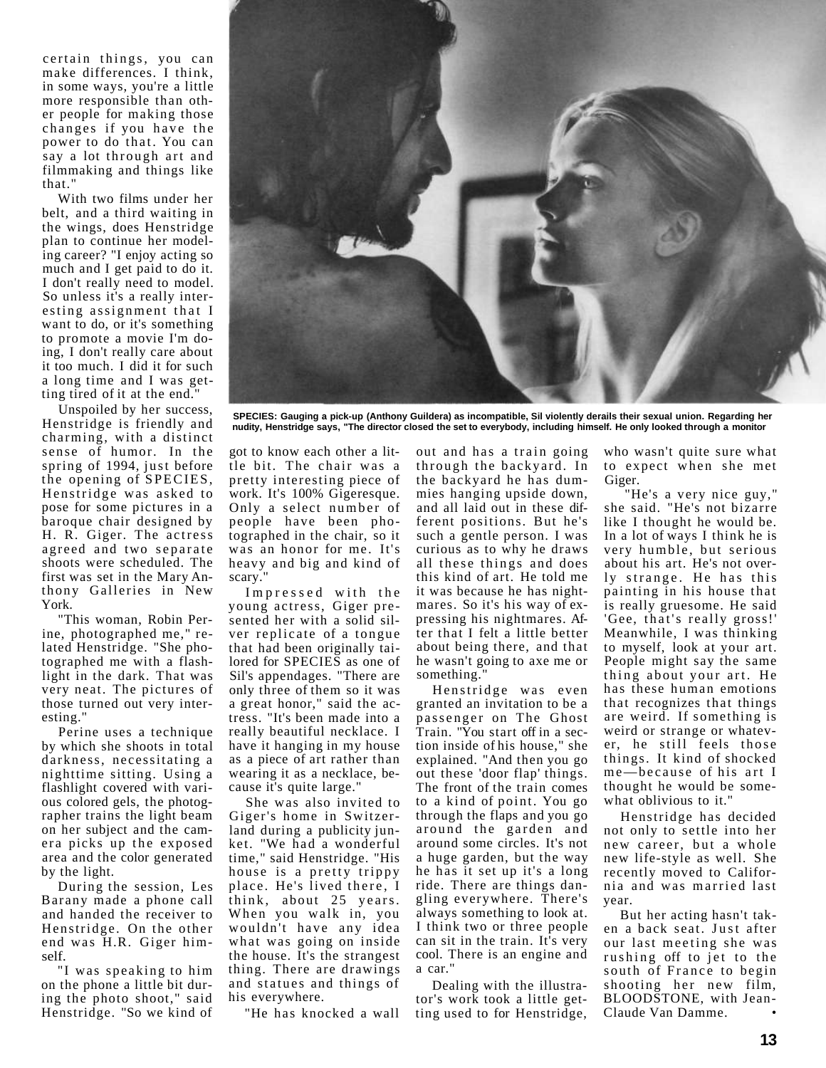certain things, you can make differences. I think, in some ways, you're a little more responsible than other people for making those changes if you have the power to do that. You can say a lot through art and filmmaking and things like that."

With two films under her belt, and a third waiting in the wings, does Henstridge plan to continue her modeling career? "I enjoy acting so much and I get paid to do it. I don't really need to model. So unless it's a really interesting assignment that I want to do, or it's something to promote a movie I'm doing, I don't really care about it too much. I did it for such a long time and I was getting tired of it at the end."

Unspoiled by her success, Henstridge is friendly and charming, with a distinct sense of humor. In the spring of 1994, just before the opening of SPECIES, Henstridge was asked to pose for some pictures in a baroque chair designed by H. R. Giger. The actress agreed and two separate shoots were scheduled. The first was set in the Mary Anthony Galleries in New York.

"This woman, Robin Perine, photographed me," related Henstridge. "She photographed me with a flashlight in the dark. That was very neat. The pictures of those turned out very interesting."

Perine uses a technique by which she shoots in total darkness, necessitating a nighttime sitting. Using a flashlight covered with various colored gels, the photographer trains the light beam on her subject and the camera picks up the exposed area and the color generated by the light.

During the session, Les Barany made a phone call and handed the receiver to Henstridge. On the other end was H.R. Giger himself.

"I was speaking to him on the phone a little bit during the photo shoot," said Henstridge. "So we kind of got to know each other a little bit. The chair was a pretty interesting piece of work. It's 100% Gigeresque. Only a select number of people have been photographed in the chair, so it was an honor for me. It's heavy and big and kind of scary."

Impressed with the young actress, Giger presented her with a solid silver replicate of a tongue that had been originally tailored for SPECIES as one of Sil's appendages. "There are only three of them so it was a great honor," said the actress. "It's been made into a really beautiful necklace. I have it hanging in my house as a piece of art rather than wearing it as a necklace, because it's quite large."

She was also invited to Giger's home in Switzerland during a publicity junket. "We had a wonderful time," said Henstridge. "His house is a pretty trippy place. He's lived there, I think, about 25 years. When you walk in, you wouldn't have any idea what was going on inside the house. It's the strangest thing. There are drawings and statues and things of his everywhere.

"He has knocked a wall out and has a train going through the backyard. In the backyard he has dummies hanging upside down, and all laid out in these different positions. But he's such a gentle person. I was curious as to why he draws all these things and does this kind of art. He told me it was because he has nightmares. So it's his way of expressing his nightmares. After that I felt a little better about being there, and that he wasn't going to axe me or something."

Henstridge was even granted an invitation to be a passenger on The Ghost Train. "You start off in a section inside of his house," she explained. "And then you go out these 'door flap' things. The front of the train comes to a kind of point. You go through the flaps and you go around the garden and around some circles. It's not a huge garden, but the way he has it set up it's a long ride. There are things dangling everywhere. There's always something to look at. I think two or three people can sit in the train. It's very cool. There is an engine and a car."

Dealing with the illustrator's work took a little getting used to for Henstridge, who wasn't quite sure what to expect when she met Giger.

"He's a very nice guy," she said. "He's not bizarre like I thought he would be. In a lot of ways I think he is very humble, but serious about his art. He's not overly strange. He has this painting in his house that is really gruesome. He said 'Gee, that's really gross!' Meanwhile, I was thinking to myself, look at your art. People might say the same thing about your art. He has these human emotions that recognizes that things are weird. If something is weird or strange or whatever, he still feels those things. It kind of shocked me—because of his art I thought he would be somewhat oblivious to it."

Henstridge has decided not only to settle into her new career, but a whole new life-style as well. She recently moved to California and was married last year.

But her acting hasn't taken a back seat. Just after our last meeting she was rushing off to jet to the south of France to begin shooting her new film, BLOODSTONE, with Jean-Claude Van Damme. •

**SPECIES: Gauging a pick-up (Anthony Guildera) as incompatible, Sil violently derails their sexual union. Regarding her nudity, Henstridge says, "The director closed the set to everybody, including himself. He only looked through a monitor**